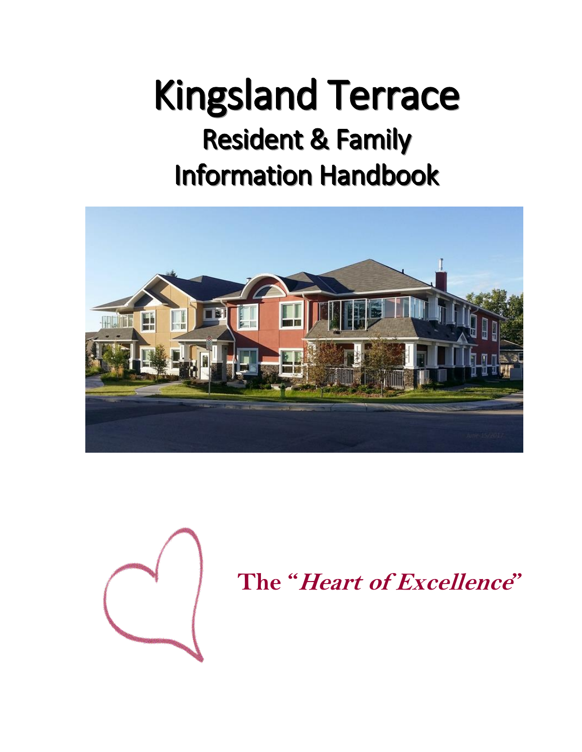# Kingsland Terrace

## Resident & Family Information Handbook

**The "*Heart of Excellence*"**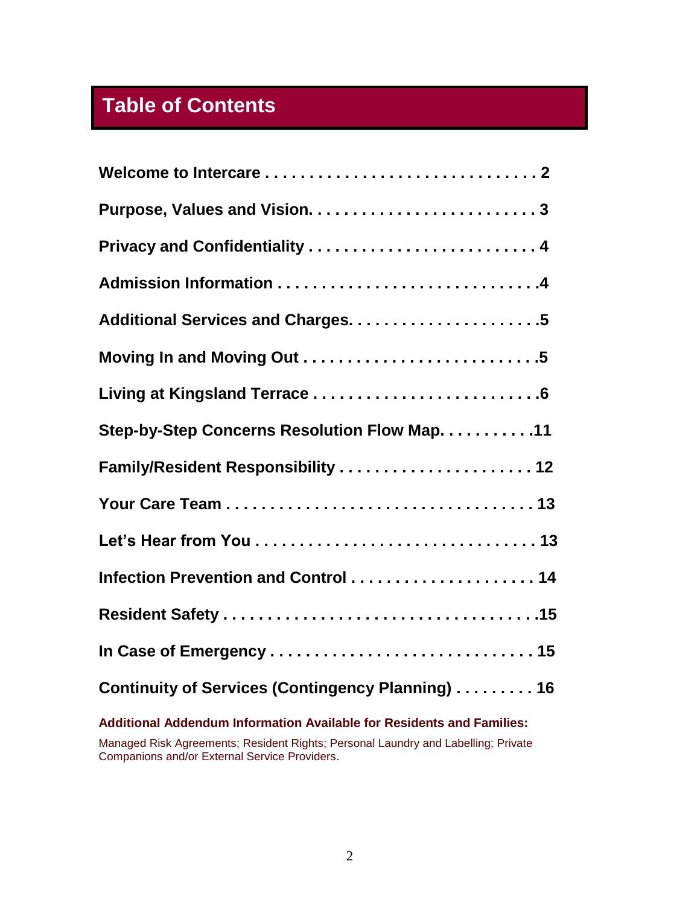# Table of Contents

**Welcome to Intercare . . . . . . . . . . . . . . . . . . . . . . . . . . . . . . . 2**

**Purpose, Values and Vision. . . . . . . . . . . . . . . . . . . . . . . . . . 3**

**Privacy and Confidentiality . . . . . . . . . . . . . . . . . . . . . . . . . . 4**

**Admission Information . . . . . . . . . . . . . . . . . . . . . . . . . . . . .4**

**Additional Services and Charges. . . . . . . . . . . . . . . . . . . . . .5**

**Moving In and Moving Out . . . . . . . . . . . . . . . . . . . . . . . . . .5**

**Living at Kingsland Terrace . . . . . . . . . . . . . . . . . . . . . . . . . .6**

**Step-by-Step Concerns Resolution Flow Map. . . . . . . . . . .11**

**Family/Resident Responsibility . . . . . . . . . . . . . . . . . . . . . . 12**

**Your Care Team . . . . . . . . . . . . . . . . . . . . . . . . . . . . . . . . . . 13**

**Let's Hear from You . . . . . . . . . . . . . . . . . . . . . . . . . . . . . . . 13**

**Infection Prevention and Control . . . . . . . . . . . . . . . . . . . . . 14**

**Resident Safety . . . . . . . . . . . . . . . . . . . . . . . . . . . . . . . . . . .15**

**In Case of Emergency . . . . . . . . . . . . . . . . . . . . . . . . . . . . . 15**

**Continuity of Services (Contingency Planning) . . . . . . . . . 16**

**Additional Addendum Information Available for Residents and Families:**

Managed Risk Agreements; Resident Rights; Personal Laundry and Labelling; Private Companions and/or External Service Providers.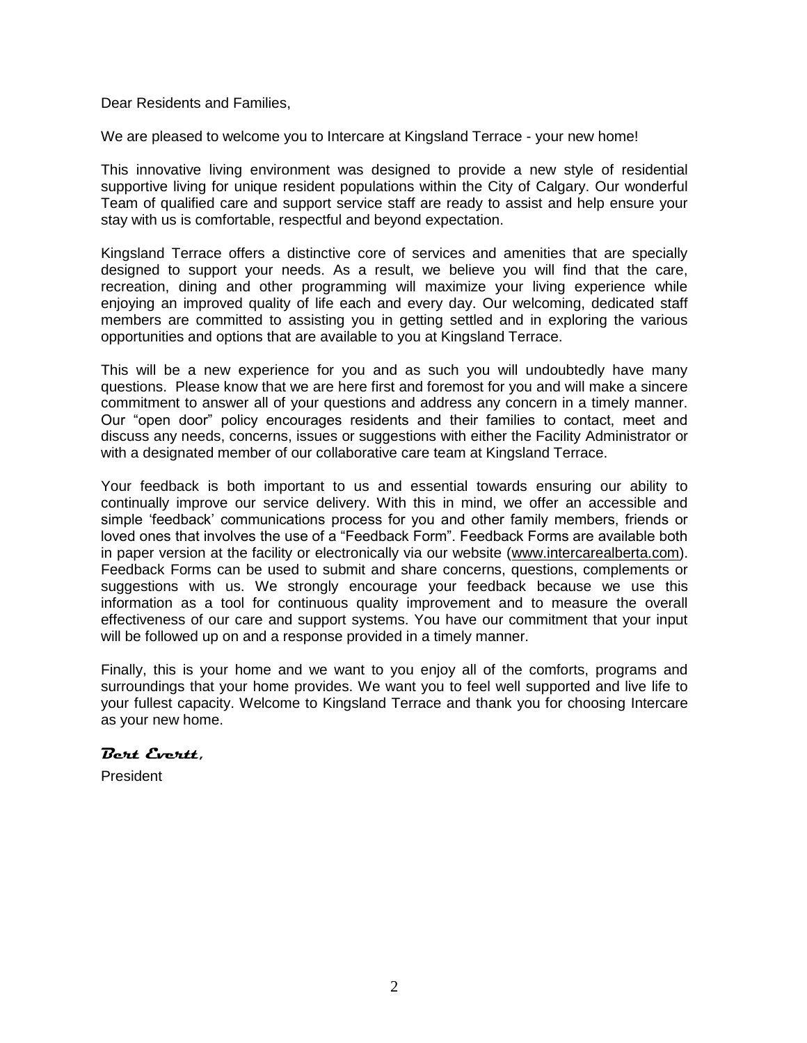Dear Residents and Families,

We are pleased to welcome you to Intercare at Kingsland Terrace - your new home!

This innovative living environment was designed to provide a new style of residential supportive living for unique resident populations within the City of Calgary. Our wonderful Team of qualified care and support service staff are ready to assist and help ensure your stay with us is comfortable, respectful and beyond expectation.

Kingsland Terrace offers a distinctive core of services and amenities that are specially designed to support your needs. As a result, we believe you will find that the care, recreation, dining and other programming will maximize your living experience while enjoying an improved quality of life each and every day. Our welcoming, dedicated staff members are committed to assisting you in getting settled and in exploring the various opportunities and options that are available to you at Kingsland Terrace.

This will be a new experience for you and as such you will undoubtedly have many questions. Please know that we are here first and foremost for you and will make a sincere commitment to answer all of your questions and address any concern in a timely manner. Our "open door" policy encourages residents and their families to contact, meet and discuss any needs, concerns, issues or suggestions with either the Facility Administrator or with a designated member of our collaborative care team at Kingsland Terrace.

Your feedback is both important to us and essential towards ensuring our ability to continually improve our service delivery. With this in mind, we offer an accessible and simple 'feedback' communications process for you and other family members, friends or loved ones that involves the use of a "Feedback Form". Feedback Forms are available both in paper version at the facility or electronically via our website (www.intercarealberta.com). Feedback Forms can be used to submit and share concerns, questions, complements or suggestions with us. We strongly encourage your feedback because we use this information as a tool for continuous quality improvement and to measure the overall effectiveness of our care and support systems. You have our commitment that your input will be followed up on and a response provided in a timely manner.

Finally, this is your home and we want to you enjoy all of the comforts, programs and surroundings that your home provides. We want you to feel well supported and live life to your fullest capacity. Welcome to Kingsland Terrace and thank you for choosing Intercare as your new home.

***Bert Evertt,***

President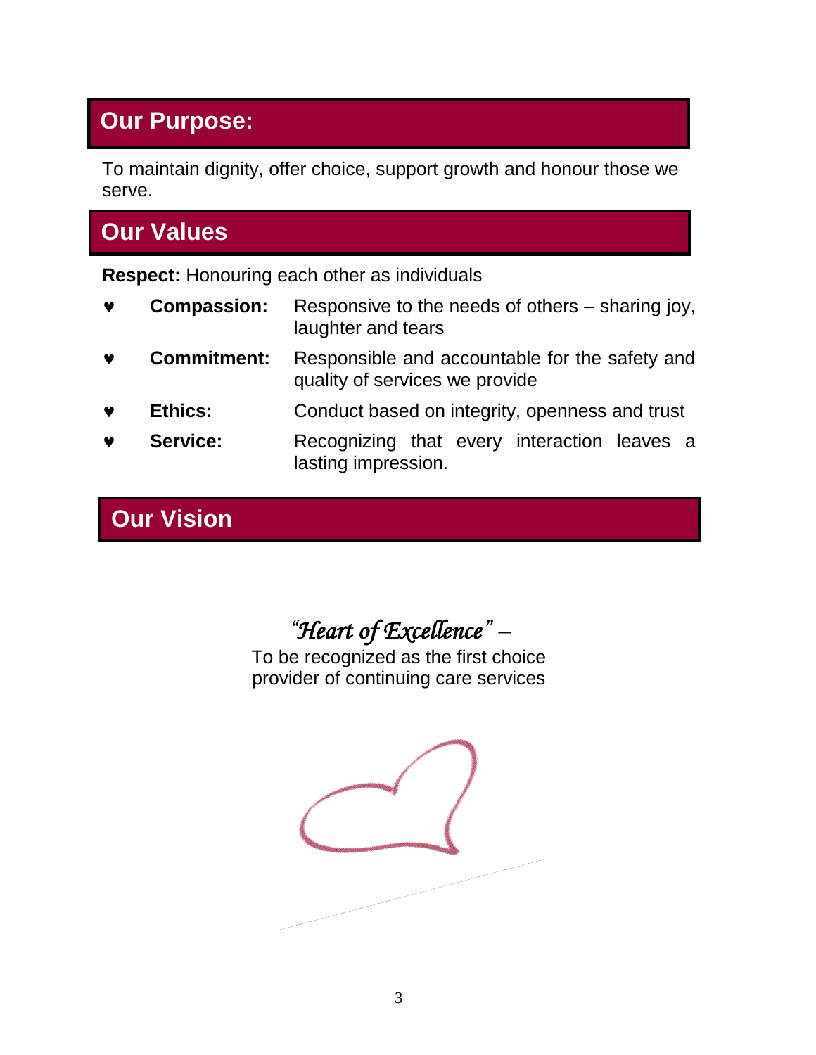## Our Purpose:

To maintain dignity, offer choice, support growth and honour those we serve.

## Our Values

**Respect:** Honouring each other as individuals

- ♥ **Compassion:** Responsive to the needs of others – sharing joy, laughter and tears
- ♥ **Commitment:** Responsible and accountable for the safety and quality of services we provide
- ♥ **Ethics:** Conduct based on integrity, openness and trust
- ♥ **Service:** Recognizing that every interaction leaves a lasting impression.

## Our Vision

*"Heart of Excellence"* –

To be recognized as the first choice provider of continuing care services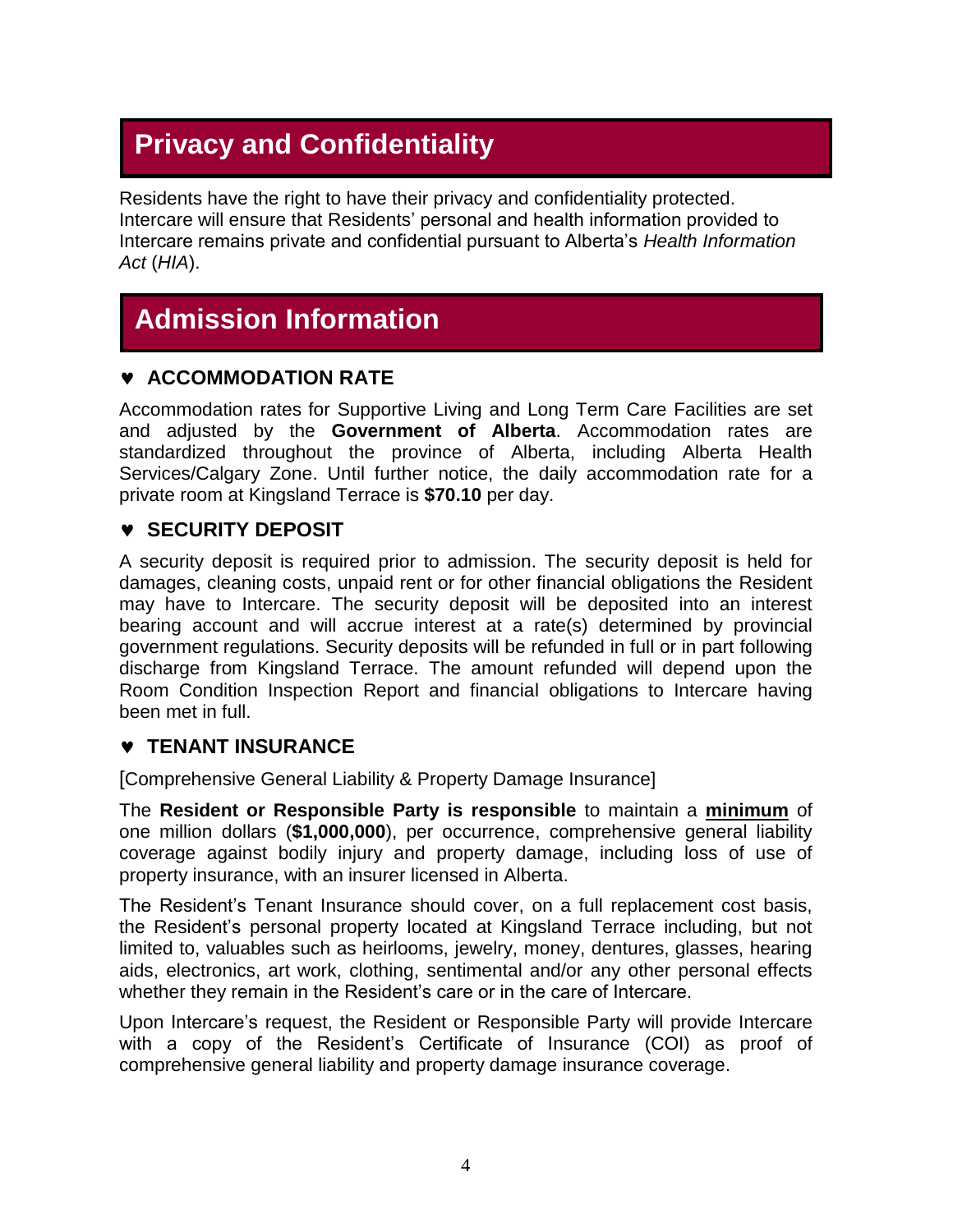# Privacy and Confidentiality

Residents have the right to have their privacy and confidentiality protected. Intercare will ensure that Residents' personal and health information provided to Intercare remains private and confidential pursuant to Alberta's *Health Information Act* (*HIA*).

# Admission Information

## ♥ ACCOMMODATION RATE

Accommodation rates for Supportive Living and Long Term Care Facilities are set and adjusted by the **Government of Alberta**. Accommodation rates are standardized throughout the province of Alberta, including Alberta Health Services/Calgary Zone. Until further notice, the daily accommodation rate for a private room at Kingsland Terrace is **$70.10** per day.

## ♥ SECURITY DEPOSIT

A security deposit is required prior to admission. The security deposit is held for damages, cleaning costs, unpaid rent or for other financial obligations the Resident may have to Intercare. The security deposit will be deposited into an interest bearing account and will accrue interest at a rate(s) determined by provincial government regulations. Security deposits will be refunded in full or in part following discharge from Kingsland Terrace. The amount refunded will depend upon the Room Condition Inspection Report and financial obligations to Intercare having been met in full.

## ♥ TENANT INSURANCE

[Comprehensive General Liability & Property Damage Insurance]

The **Resident or Responsible Party is responsible** to maintain a **<u>minimum</u>** of one million dollars (**$1,000,000**), per occurrence, comprehensive general liability coverage against bodily injury and property damage, including loss of use of property insurance, with an insurer licensed in Alberta.

The Resident's Tenant Insurance should cover, on a full replacement cost basis, the Resident's personal property located at Kingsland Terrace including, but not limited to, valuables such as heirlooms, jewelry, money, dentures, glasses, hearing aids, electronics, art work, clothing, sentimental and/or any other personal effects whether they remain in the Resident's care or in the care of Intercare.

Upon Intercare's request, the Resident or Responsible Party will provide Intercare with a copy of the Resident's Certificate of Insurance (COI) as proof of comprehensive general liability and property damage insurance coverage.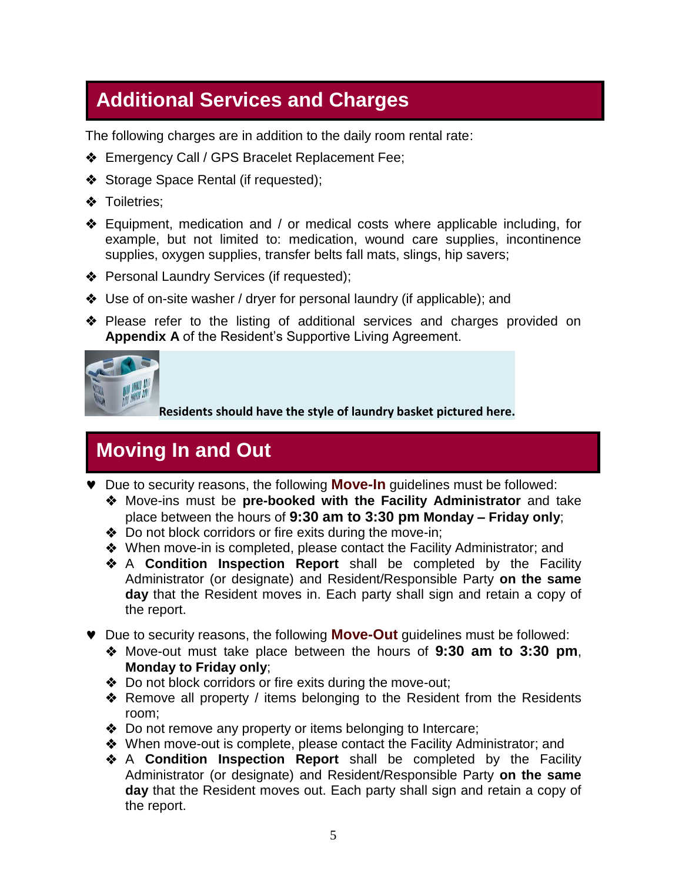## Additional Services and Charges

The following charges are in addition to the daily room rental rate:

- Emergency Call / GPS Bracelet Replacement Fee;
- Storage Space Rental (if requested);
- Toiletries;
- Equipment, medication and / or medical costs where applicable including, for example, but not limited to: medication, wound care supplies, incontinence supplies, oxygen supplies, transfer belts fall mats, slings, hip savers;
- Personal Laundry Services (if requested);
- Use of on-site washer / dryer for personal laundry (if applicable); and
- Please refer to the listing of additional services and charges provided on **Appendix A** of the Resident's Supportive Living Agreement.

**Residents should have the style of laundry basket pictured here.**

## Moving In and Out

- Due to security reasons, the following **Move-In** guidelines must be followed:
  - Move-ins must be **pre-booked with the Facility Administrator** and take place between the hours of **9:30 am to 3:30 pm Monday – Friday only**;
  - Do not block corridors or fire exits during the move-in;
  - When move-in is completed, please contact the Facility Administrator; and
  - A **Condition Inspection Report** shall be completed by the Facility Administrator (or designate) and Resident/Responsible Party **on the same day** that the Resident moves in. Each party shall sign and retain a copy of the report.

- Due to security reasons, the following **Move-Out** guidelines must be followed:
  - Move-out must take place between the hours of **9:30 am to 3:30 pm**, **Monday to Friday only**;
  - Do not block corridors or fire exits during the move-out;
  - Remove all property / items belonging to the Resident from the Residents room;
  - Do not remove any property or items belonging to Intercare;
  - When move-out is complete, please contact the Facility Administrator; and
  - A **Condition Inspection Report** shall be completed by the Facility Administrator (or designate) and Resident/Responsible Party **on the same day** that the Resident moves out. Each party shall sign and retain a copy of the report.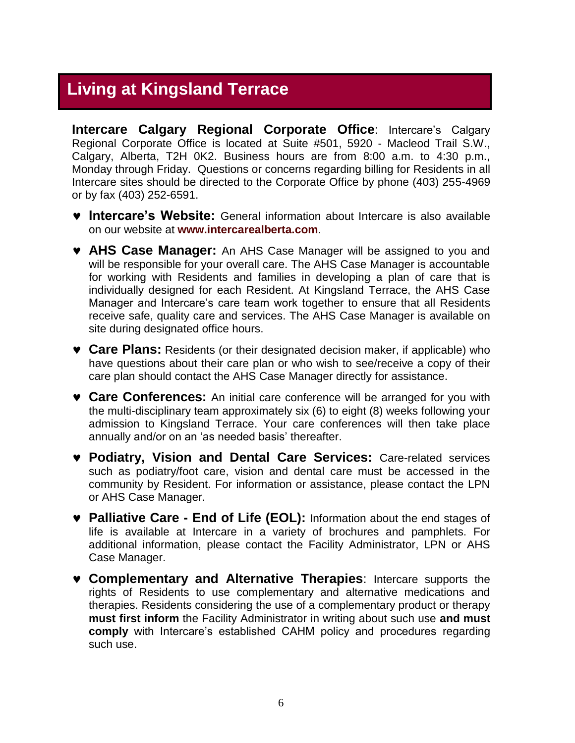## Living at Kingsland Terrace

**Intercare Calgary Regional Corporate Office**: Intercare's Calgary Regional Corporate Office is located at Suite #501, 5920 - Macleod Trail S.W., Calgary, Alberta, T2H 0K2. Business hours are from 8:00 a.m. to 4:30 p.m., Monday through Friday. Questions or concerns regarding billing for Residents in all Intercare sites should be directed to the Corporate Office by phone (403) 255-4969 or by fax (403) 252-6591.

- **Intercare's Website:** General information about Intercare is also available on our website at **www.intercarealberta.com**.
- **AHS Case Manager:** An AHS Case Manager will be assigned to you and will be responsible for your overall care. The AHS Case Manager is accountable for working with Residents and families in developing a plan of care that is individually designed for each Resident. At Kingsland Terrace, the AHS Case Manager and Intercare's care team work together to ensure that all Residents receive safe, quality care and services. The AHS Case Manager is available on site during designated office hours.
- **Care Plans:** Residents (or their designated decision maker, if applicable) who have questions about their care plan or who wish to see/receive a copy of their care plan should contact the AHS Case Manager directly for assistance.
- **Care Conferences:** An initial care conference will be arranged for you with the multi-disciplinary team approximately six (6) to eight (8) weeks following your admission to Kingsland Terrace. Your care conferences will then take place annually and/or on an 'as needed basis' thereafter.
- **Podiatry, Vision and Dental Care Services:** Care-related services such as podiatry/foot care, vision and dental care must be accessed in the community by Resident. For information or assistance, please contact the LPN or AHS Case Manager.
- **Palliative Care - End of Life (EOL):** Information about the end stages of life is available at Intercare in a variety of brochures and pamphlets. For additional information, please contact the Facility Administrator, LPN or AHS Case Manager.
- **Complementary and Alternative Therapies**: Intercare supports the rights of Residents to use complementary and alternative medications and therapies. Residents considering the use of a complementary product or therapy **must first inform** the Facility Administrator in writing about such use **and must comply** with Intercare's established CAHM policy and procedures regarding such use.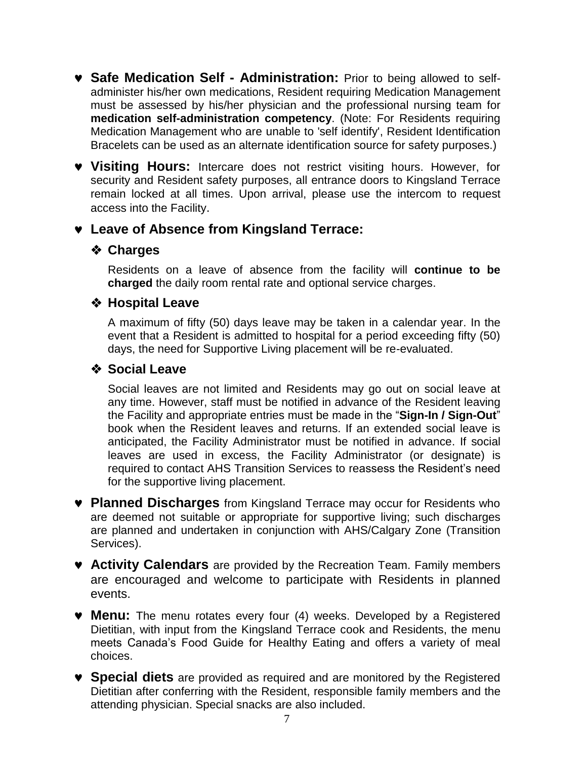- **Safe Medication Self - Administration:** Prior to being allowed to self-administer his/her own medications, Resident requiring Medication Management must be assessed by his/her physician and the professional nursing team for **medication self-administration competency**. (Note: For Residents requiring Medication Management who are unable to 'self identify', Resident Identification Bracelets can be used as an alternate identification source for safety purposes.)

- **Visiting Hours:** Intercare does not restrict visiting hours. However, for security and Resident safety purposes, all entrance doors to Kingsland Terrace remain locked at all times. Upon arrival, please use the intercom to request access into the Facility.

- **Leave of Absence from Kingsland Terrace:**

  - **Charges**

    Residents on a leave of absence from the facility will **continue to be charged** the daily room rental rate and optional service charges.

  - **Hospital Leave**

    A maximum of fifty (50) days leave may be taken in a calendar year. In the event that a Resident is admitted to hospital for a period exceeding fifty (50) days, the need for Supportive Living placement will be re-evaluated.

  - **Social Leave**

    Social leaves are not limited and Residents may go out on social leave at any time. However, staff must be notified in advance of the Resident leaving the Facility and appropriate entries must be made in the "**Sign-In / Sign-Out**" book when the Resident leaves and returns. If an extended social leave is anticipated, the Facility Administrator must be notified in advance. If social leaves are used in excess, the Facility Administrator (or designate) is required to contact AHS Transition Services to reassess the Resident's need for the supportive living placement.

- **Planned Discharges** from Kingsland Terrace may occur for Residents who are deemed not suitable or appropriate for supportive living; such discharges are planned and undertaken in conjunction with AHS/Calgary Zone (Transition Services).

- **Activity Calendars** are provided by the Recreation Team. Family members are encouraged and welcome to participate with Residents in planned events.

- **Menu:** The menu rotates every four (4) weeks. Developed by a Registered Dietitian, with input from the Kingsland Terrace cook and Residents, the menu meets Canada's Food Guide for Healthy Eating and offers a variety of meal choices.

- **Special diets** are provided as required and are monitored by the Registered Dietitian after conferring with the Resident, responsible family members and the attending physician. Special snacks are also included.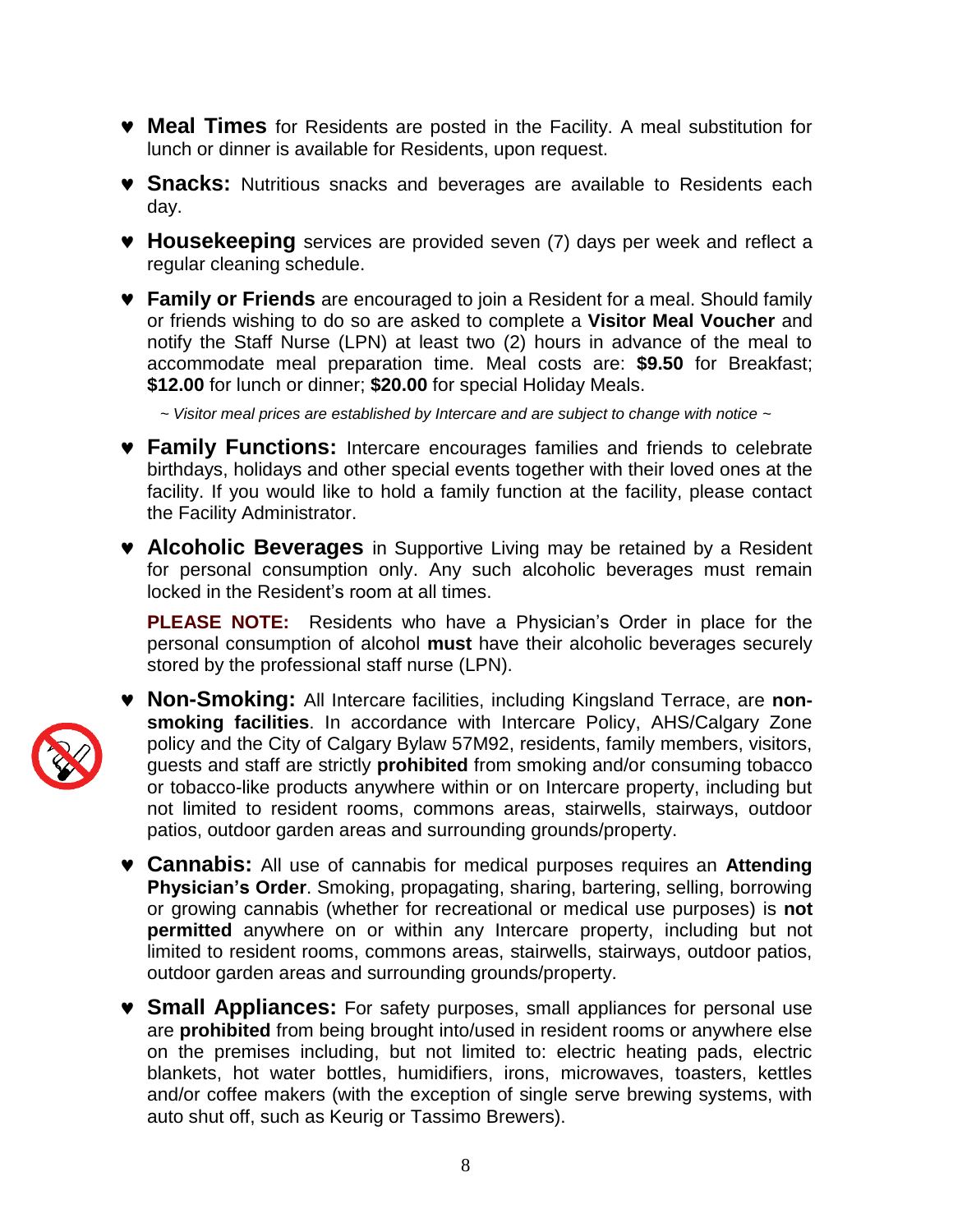- **Meal Times** for Residents are posted in the Facility. A meal substitution for lunch or dinner is available for Residents, upon request.
- **Snacks:** Nutritious snacks and beverages are available to Residents each day.
- **Housekeeping** services are provided seven (7) days per week and reflect a regular cleaning schedule.
- **Family or Friends** are encouraged to join a Resident for a meal. Should family or friends wishing to do so are asked to complete a **Visitor Meal Voucher** and notify the Staff Nurse (LPN) at least two (2) hours in advance of the meal to accommodate meal preparation time. Meal costs are: **$9.50** for Breakfast; **$12.00** for lunch or dinner; **$20.00** for special Holiday Meals.

  *~ Visitor meal prices are established by Intercare and are subject to change with notice ~*

- **Family Functions:** Intercare encourages families and friends to celebrate birthdays, holidays and other special events together with their loved ones at the facility. If you would like to hold a family function at the facility, please contact the Facility Administrator.
- **Alcoholic Beverages** in Supportive Living may be retained by a Resident for personal consumption only. Any such alcoholic beverages must remain locked in the Resident's room at all times.

  **PLEASE NOTE:** Residents who have a Physician's Order in place for the personal consumption of alcohol **must** have their alcoholic beverages securely stored by the professional staff nurse (LPN).

- **Non-Smoking:** All Intercare facilities, including Kingsland Terrace, are **non-smoking facilities**. In accordance with Intercare Policy, AHS/Calgary Zone policy and the City of Calgary Bylaw 57M92, residents, family members, visitors, guests and staff are strictly **prohibited** from smoking and/or consuming tobacco or tobacco-like products anywhere within or on Intercare property, including but not limited to resident rooms, commons areas, stairwells, stairways, outdoor patios, outdoor garden areas and surrounding grounds/property.
- **Cannabis:** All use of cannabis for medical purposes requires an **Attending Physician's Order**. Smoking, propagating, sharing, bartering, selling, borrowing or growing cannabis (whether for recreational or medical use purposes) is **not permitted** anywhere on or within any Intercare property, including but not limited to resident rooms, commons areas, stairwells, stairways, outdoor patios, outdoor garden areas and surrounding grounds/property.
- **Small Appliances:** For safety purposes, small appliances for personal use are **prohibited** from being brought into/used in resident rooms or anywhere else on the premises including, but not limited to: electric heating pads, electric blankets, hot water bottles, humidifiers, irons, microwaves, toasters, kettles and/or coffee makers (with the exception of single serve brewing systems, with auto shut off, such as Keurig or Tassimo Brewers).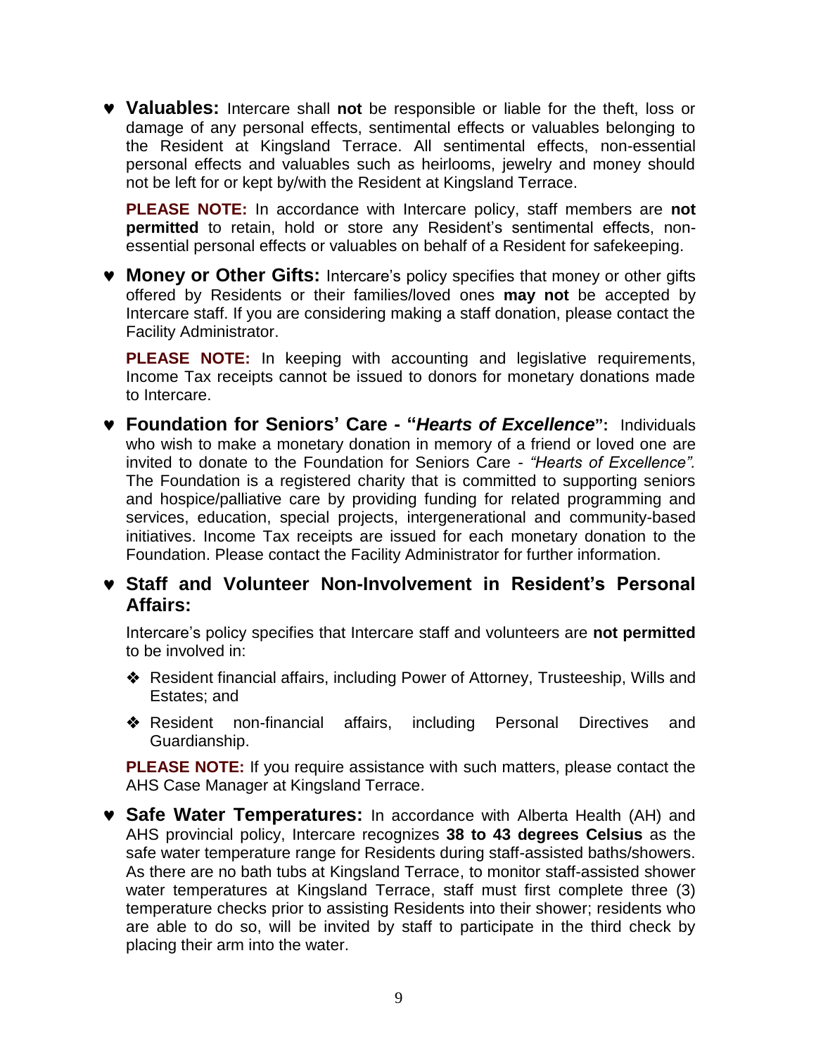- ♥ **Valuables:** Intercare shall **not** be responsible or liable for the theft, loss or damage of any personal effects, sentimental effects or valuables belonging to the Resident at Kingsland Terrace. All sentimental effects, non-essential personal effects and valuables such as heirlooms, jewelry and money should not be left for or kept by/with the Resident at Kingsland Terrace.

  **PLEASE NOTE:** In accordance with Intercare policy, staff members are **not permitted** to retain, hold or store any Resident's sentimental effects, non-essential personal effects or valuables on behalf of a Resident for safekeeping.

- ♥ **Money or Other Gifts:** Intercare's policy specifies that money or other gifts offered by Residents or their families/loved ones **may not** be accepted by Intercare staff. If you are considering making a staff donation, please contact the Facility Administrator.

  **PLEASE NOTE:** In keeping with accounting and legislative requirements, Income Tax receipts cannot be issued to donors for monetary donations made to Intercare.

- ♥ **Foundation for Seniors' Care - "*Hearts of Excellence*":** Individuals who wish to make a monetary donation in memory of a friend or loved one are invited to donate to the Foundation for Seniors Care - *"Hearts of Excellence".* The Foundation is a registered charity that is committed to supporting seniors and hospice/palliative care by providing funding for related programming and services, education, special projects, intergenerational and community-based initiatives. Income Tax receipts are issued for each monetary donation to the Foundation. Please contact the Facility Administrator for further information.

- ♥ **Staff and Volunteer Non-Involvement in Resident's Personal Affairs:**

  Intercare's policy specifies that Intercare staff and volunteers are **not permitted** to be involved in:

  - ❖ Resident financial affairs, including Power of Attorney, Trusteeship, Wills and Estates; and
  - ❖ Resident non-financial affairs, including Personal Directives and Guardianship.

  **PLEASE NOTE:** If you require assistance with such matters, please contact the AHS Case Manager at Kingsland Terrace.

- ♥ **Safe Water Temperatures:** In accordance with Alberta Health (AH) and AHS provincial policy, Intercare recognizes **38 to 43 degrees Celsius** as the safe water temperature range for Residents during staff-assisted baths/showers. As there are no bath tubs at Kingsland Terrace, to monitor staff-assisted shower water temperatures at Kingsland Terrace, staff must first complete three (3) temperature checks prior to assisting Residents into their shower; residents who are able to do so, will be invited by staff to participate in the third check by placing their arm into the water.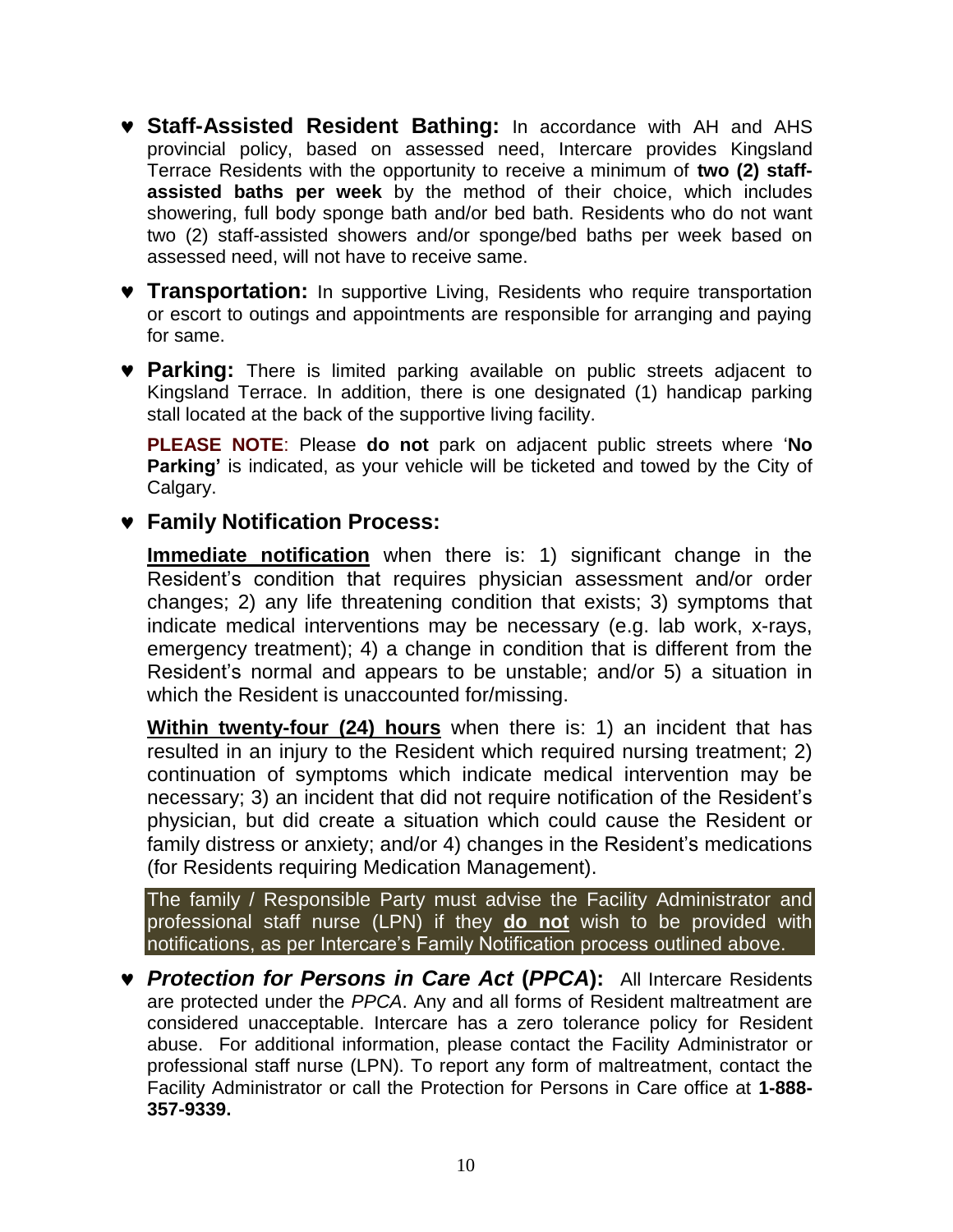- **Staff-Assisted Resident Bathing:** In accordance with AH and AHS provincial policy, based on assessed need, Intercare provides Kingsland Terrace Residents with the opportunity to receive a minimum of **two (2) staff-assisted baths per week** by the method of their choice, which includes showering, full body sponge bath and/or bed bath. Residents who do not want two (2) staff-assisted showers and/or sponge/bed baths per week based on assessed need, will not have to receive same.

- **Transportation:** In supportive Living, Residents who require transportation or escort to outings and appointments are responsible for arranging and paying for same.

- **Parking:** There is limited parking available on public streets adjacent to Kingsland Terrace. In addition, there is one designated (1) handicap parking stall located at the back of the supportive living facility.

  **PLEASE NOTE**: Please **do not** park on adjacent public streets where '**No Parking'** is indicated, as your vehicle will be ticketed and towed by the City of Calgary.

- **Family Notification Process:**

  **Immediate notification** when there is: 1) significant change in the Resident's condition that requires physician assessment and/or order changes; 2) any life threatening condition that exists; 3) symptoms that indicate medical interventions may be necessary (e.g. lab work, x-rays, emergency treatment); 4) a change in condition that is different from the Resident's normal and appears to be unstable; and/or 5) a situation in which the Resident is unaccounted for/missing.

  **Within twenty-four (24) hours** when there is: 1) an incident that has resulted in an injury to the Resident which required nursing treatment; 2) continuation of symptoms which indicate medical intervention may be necessary; 3) an incident that did not require notification of the Resident's physician, but did create a situation which could cause the Resident or family distress or anxiety; and/or 4) changes in the Resident's medications (for Residents requiring Medication Management).

  The family / Responsible Party must advise the Facility Administrator and professional staff nurse (LPN) if they **do not** wish to be provided with notifications, as per Intercare's Family Notification process outlined above.

- ***Protection for Persons in Care Act* (*PPCA*):** All Intercare Residents are protected under the *PPCA*. Any and all forms of Resident maltreatment are considered unacceptable. Intercare has a zero tolerance policy for Resident abuse. For additional information, please contact the Facility Administrator or professional staff nurse (LPN). To report any form of maltreatment, contact the Facility Administrator or call the Protection for Persons in Care office at **1-888-357-9339.**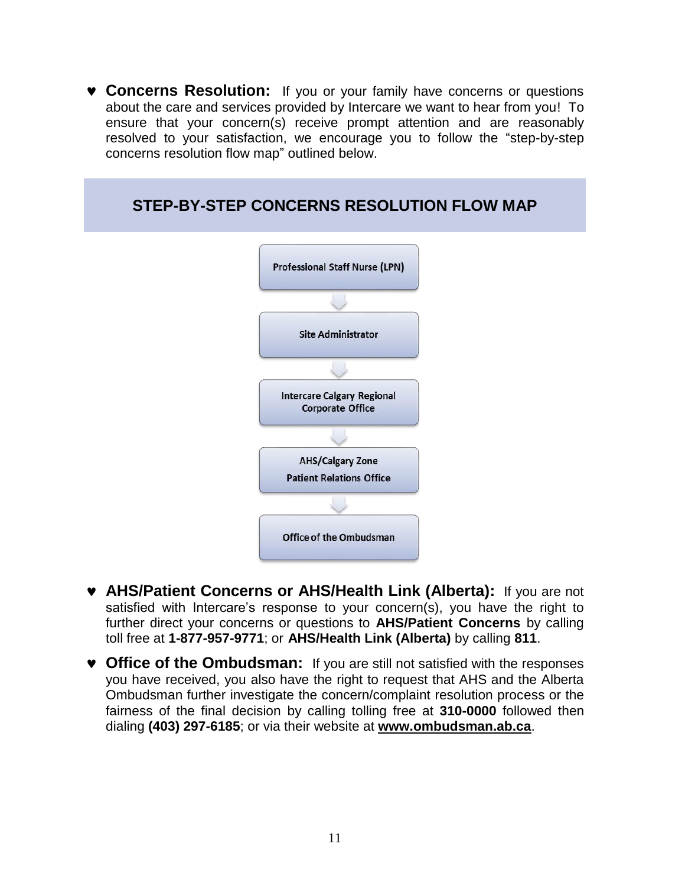- **Concerns Resolution:** If you or your family have concerns or questions about the care and services provided by Intercare we want to hear from you! To ensure that your concern(s) receive prompt attention and are reasonably resolved to your satisfaction, we encourage you to follow the "step-by-step concerns resolution flow map" outlined below.

## STEP-BY-STEP CONCERNS RESOLUTION FLOW MAP

**Professional Staff Nurse (LPN)**

↓

**Site Administrator**

↓

**Intercare Calgary Regional Corporate Office**

↓

**AHS/Calgary Zone Patient Relations Office**

↓

**Office of the Ombudsman**

- **AHS/Patient Concerns or AHS/Health Link (Alberta):** If you are not satisfied with Intercare's response to your concern(s), you have the right to further direct your concerns or questions to **AHS/Patient Concerns** by calling toll free at **1-877-957-9771**; or **AHS/Health Link (Alberta)** by calling **811**.
- **Office of the Ombudsman:** If you are still not satisfied with the responses you have received, you also have the right to request that AHS and the Alberta Ombudsman further investigate the concern/complaint resolution process or the fairness of the final decision by calling tolling free at **310-0000** followed then dialing **(403) 297-6185**; or via their website at **www.ombudsman.ab.ca**.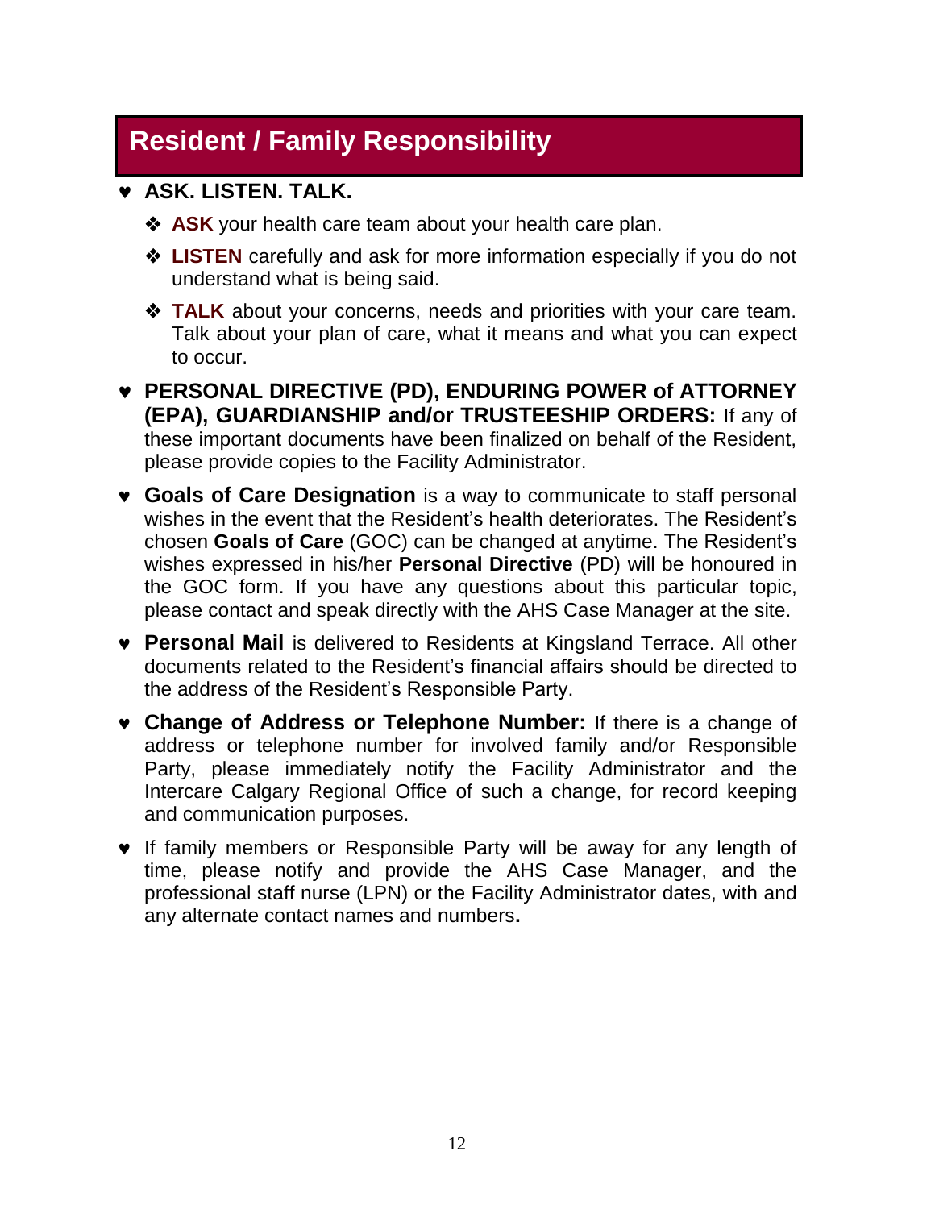## Resident / Family Responsibility

- **ASK. LISTEN. TALK.**
  - **ASK** your health care team about your health care plan.
  - **LISTEN** carefully and ask for more information especially if you do not understand what is being said.
  - **TALK** about your concerns, needs and priorities with your care team. Talk about your plan of care, what it means and what you can expect to occur.
- **PERSONAL DIRECTIVE (PD), ENDURING POWER of ATTORNEY (EPA), GUARDIANSHIP and/or TRUSTEESHIP ORDERS:** If any of these important documents have been finalized on behalf of the Resident, please provide copies to the Facility Administrator.
- **Goals of Care Designation** is a way to communicate to staff personal wishes in the event that the Resident's health deteriorates. The Resident's chosen **Goals of Care** (GOC) can be changed at anytime. The Resident's wishes expressed in his/her **Personal Directive** (PD) will be honoured in the GOC form. If you have any questions about this particular topic, please contact and speak directly with the AHS Case Manager at the site.
- **Personal Mail** is delivered to Residents at Kingsland Terrace. All other documents related to the Resident's financial affairs should be directed to the address of the Resident's Responsible Party.
- **Change of Address or Telephone Number:** If there is a change of address or telephone number for involved family and/or Responsible Party, please immediately notify the Facility Administrator and the Intercare Calgary Regional Office of such a change, for record keeping and communication purposes.
- If family members or Responsible Party will be away for any length of time, please notify and provide the AHS Case Manager, and the professional staff nurse (LPN) or the Facility Administrator dates, with and any alternate contact names and numbers**.**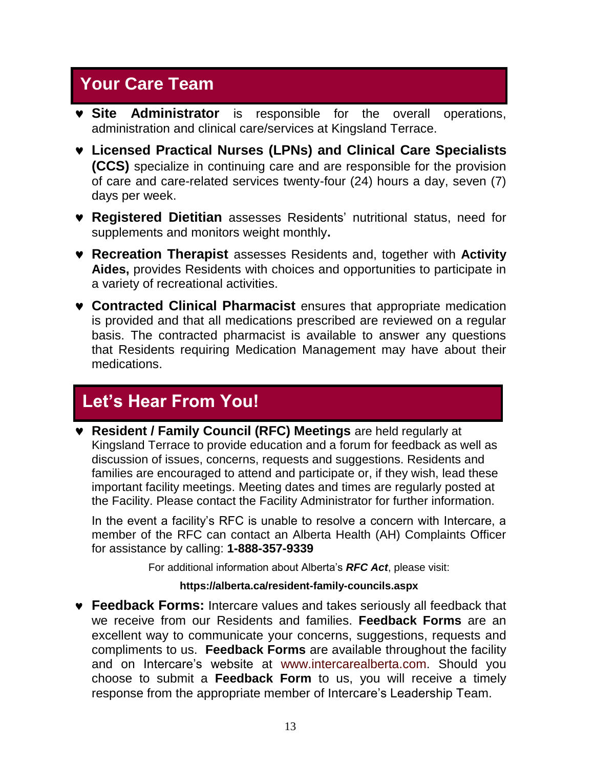## Your Care Team

- **Site Administrator** is responsible for the overall operations, administration and clinical care/services at Kingsland Terrace.
- **Licensed Practical Nurses (LPNs) and Clinical Care Specialists (CCS)** specialize in continuing care and are responsible for the provision of care and care-related services twenty-four (24) hours a day, seven (7) days per week.
- **Registered Dietitian** assesses Residents' nutritional status, need for supplements and monitors weight monthly**.**
- **Recreation Therapist** assesses Residents and, together with **Activity Aides,** provides Residents with choices and opportunities to participate in a variety of recreational activities.
- **Contracted Clinical Pharmacist** ensures that appropriate medication is provided and that all medications prescribed are reviewed on a regular basis. The contracted pharmacist is available to answer any questions that Residents requiring Medication Management may have about their medications.

## Let's Hear From You!

- **Resident / Family Council (RFC) Meetings** are held regularly at Kingsland Terrace to provide education and a forum for feedback as well as discussion of issues, concerns, requests and suggestions. Residents and families are encouraged to attend and participate or, if they wish, lead these important facility meetings. Meeting dates and times are regularly posted at the Facility. Please contact the Facility Administrator for further information.

  In the event a facility's RFC is unable to resolve a concern with Intercare, a member of the RFC can contact an Alberta Health (AH) Complaints Officer for assistance by calling: **1-888-357-9339**

  For additional information about Alberta's ***RFC Act***, please visit:

  **https://alberta.ca/resident-family-councils.aspx**

- **Feedback Forms:** Intercare values and takes seriously all feedback that we receive from our Residents and families. **Feedback Forms** are an excellent way to communicate your concerns, suggestions, requests and compliments to us. **Feedback Forms** are available throughout the facility and on Intercare's website at www.intercarealberta.com. Should you choose to submit a **Feedback Form** to us, you will receive a timely response from the appropriate member of Intercare's Leadership Team.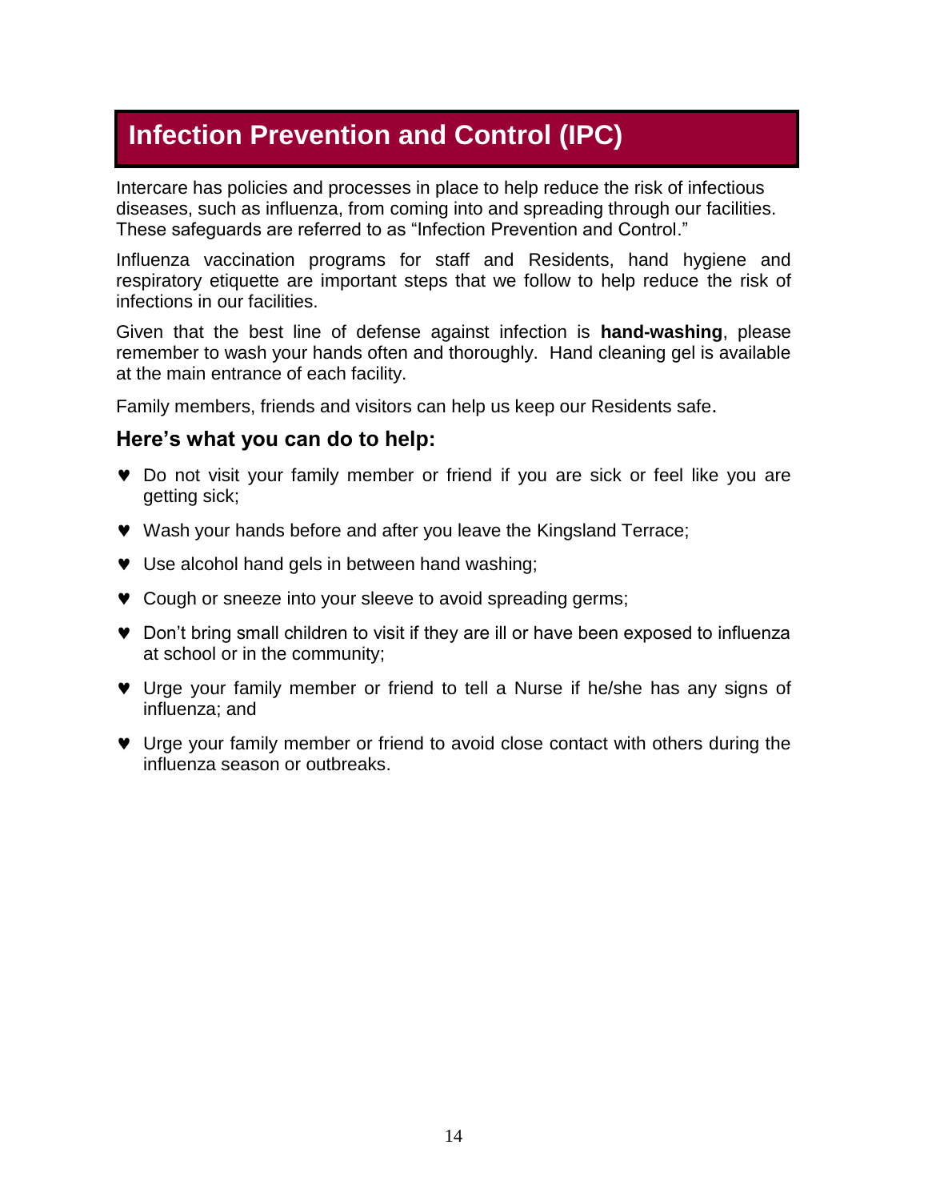# Infection Prevention and Control (IPC)

Intercare has policies and processes in place to help reduce the risk of infectious diseases, such as influenza, from coming into and spreading through our facilities. These safeguards are referred to as "Infection Prevention and Control."

Influenza vaccination programs for staff and Residents, hand hygiene and respiratory etiquette are important steps that we follow to help reduce the risk of infections in our facilities.

Given that the best line of defense against infection is **hand-washing**, please remember to wash your hands often and thoroughly. Hand cleaning gel is available at the main entrance of each facility.

Family members, friends and visitors can help us keep our Residents safe.

## Here's what you can do to help:

- Do not visit your family member or friend if you are sick or feel like you are getting sick;
- Wash your hands before and after you leave the Kingsland Terrace;
- Use alcohol hand gels in between hand washing;
- Cough or sneeze into your sleeve to avoid spreading germs;
- Don't bring small children to visit if they are ill or have been exposed to influenza at school or in the community;
- Urge your family member or friend to tell a Nurse if he/she has any signs of influenza; and
- Urge your family member or friend to avoid close contact with others during the influenza season or outbreaks.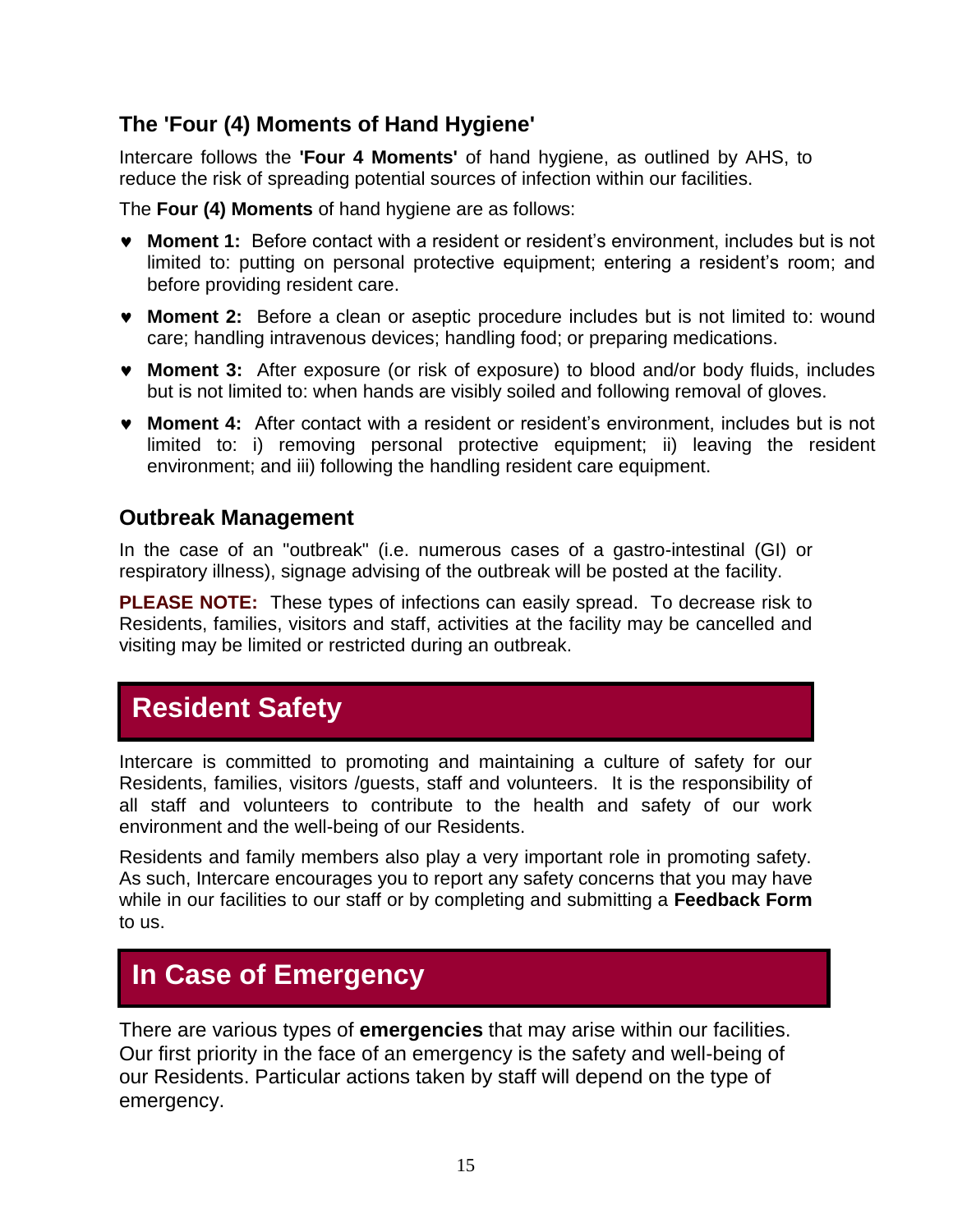### The 'Four (4) Moments of Hand Hygiene'

Intercare follows the **'Four 4 Moments'** of hand hygiene, as outlined by AHS, to reduce the risk of spreading potential sources of infection within our facilities.

The **Four (4) Moments** of hand hygiene are as follows:

- **Moment 1:** Before contact with a resident or resident's environment, includes but is not limited to: putting on personal protective equipment; entering a resident's room; and before providing resident care.
- **Moment 2:** Before a clean or aseptic procedure includes but is not limited to: wound care; handling intravenous devices; handling food; or preparing medications.
- **Moment 3:** After exposure (or risk of exposure) to blood and/or body fluids, includes but is not limited to: when hands are visibly soiled and following removal of gloves.
- **Moment 4:** After contact with a resident or resident's environment, includes but is not limited to: i) removing personal protective equipment; ii) leaving the resident environment; and iii) following the handling resident care equipment.

### Outbreak Management

In the case of an "outbreak" (i.e. numerous cases of a gastro-intestinal (GI) or respiratory illness), signage advising of the outbreak will be posted at the facility.

**PLEASE NOTE:** These types of infections can easily spread. To decrease risk to Residents, families, visitors and staff, activities at the facility may be cancelled and visiting may be limited or restricted during an outbreak.

## Resident Safety

Intercare is committed to promoting and maintaining a culture of safety for our Residents, families, visitors /guests, staff and volunteers. It is the responsibility of all staff and volunteers to contribute to the health and safety of our work environment and the well-being of our Residents.

Residents and family members also play a very important role in promoting safety. As such, Intercare encourages you to report any safety concerns that you may have while in our facilities to our staff or by completing and submitting a **Feedback Form** to us.

## In Case of Emergency

There are various types of **emergencies** that may arise within our facilities. Our first priority in the face of an emergency is the safety and well-being of our Residents. Particular actions taken by staff will depend on the type of emergency.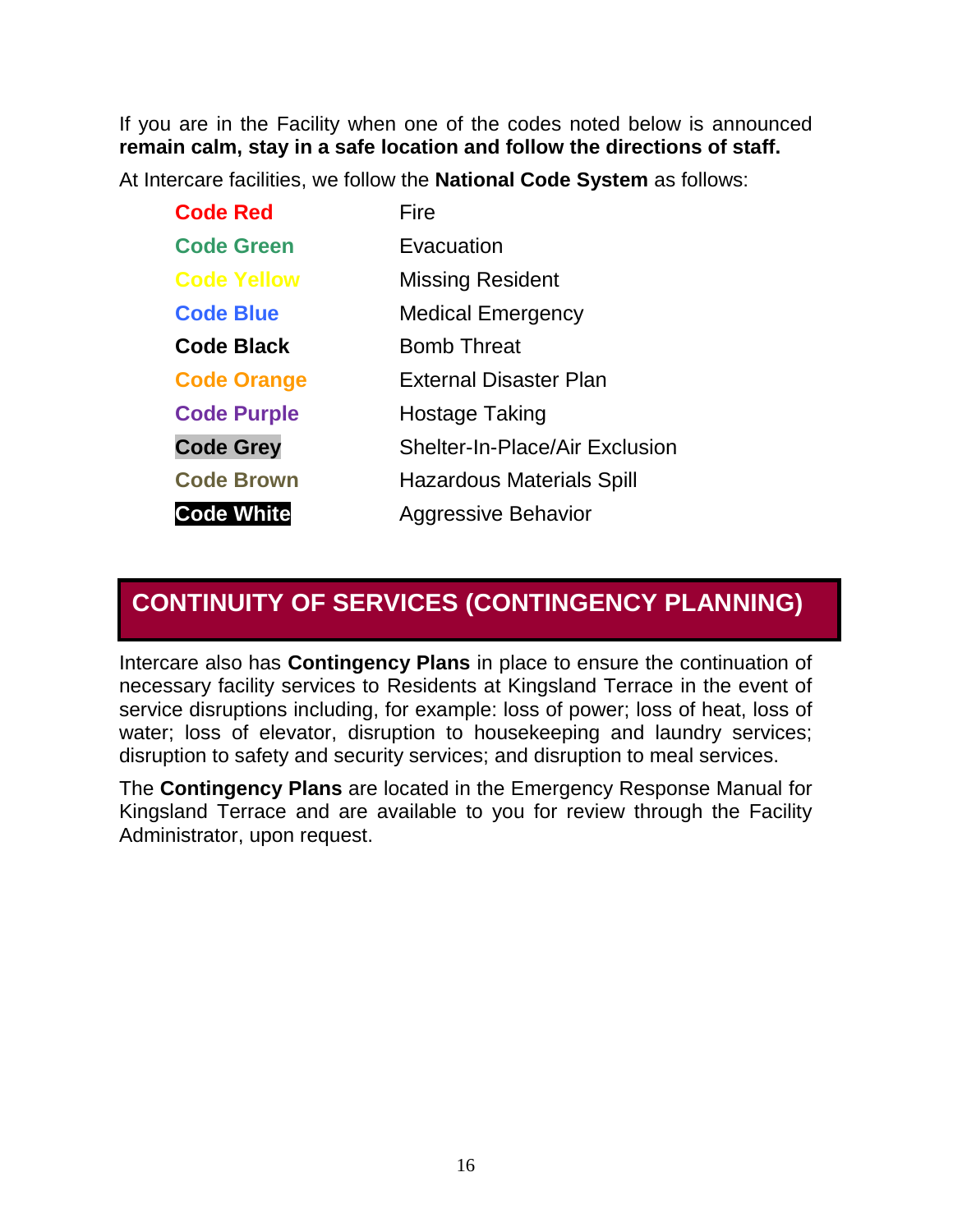If you are in the Facility when one of the codes noted below is announced **remain calm, stay in a safe location and follow the directions of staff.**

At Intercare facilities, we follow the **National Code System** as follows:

| | |
|---|---|
| **Code Red** | Fire |
| **Code Green** | Evacuation |
| **Code Yellow** | Missing Resident |
| **Code Blue** | Medical Emergency |
| **Code Black** | Bomb Threat |
| **Code Orange** | External Disaster Plan |
| **Code Purple** | Hostage Taking |
| **Code Grey** | Shelter-In-Place/Air Exclusion |
| **Code Brown** | Hazardous Materials Spill |
| **Code White** | Aggressive Behavior |

## CONTINUITY OF SERVICES (CONTINGENCY PLANNING)

Intercare also has **Contingency Plans** in place to ensure the continuation of necessary facility services to Residents at Kingsland Terrace in the event of service disruptions including, for example: loss of power; loss of heat, loss of water; loss of elevator, disruption to housekeeping and laundry services; disruption to safety and security services; and disruption to meal services.

The **Contingency Plans** are located in the Emergency Response Manual for Kingsland Terrace and are available to you for review through the Facility Administrator, upon request.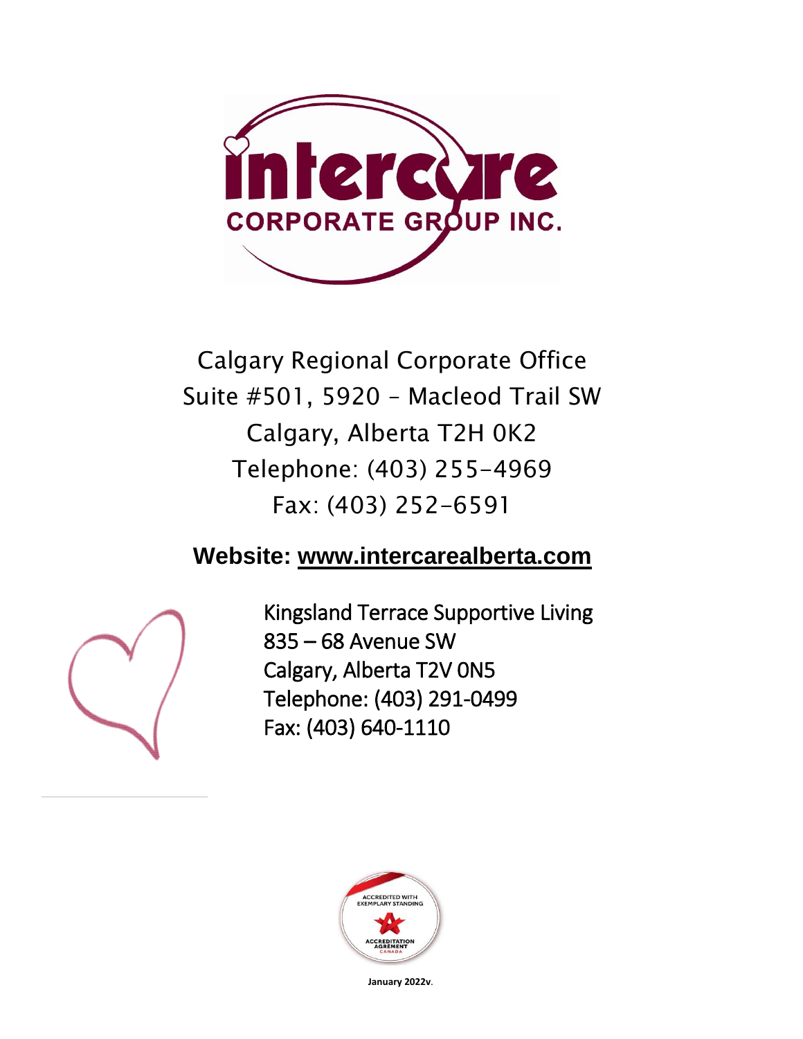Intercare Corporate Group Inc.

Calgary Regional Corporate Office
Suite #501, 5920 – Macleod Trail SW
Calgary, Alberta T2H 0K2
Telephone: (403) 255-4969
Fax: (403) 252-6591

**Website: www.intercarealberta.com**

Kingsland Terrace Supportive Living
835 – 68 Avenue SW
Calgary, Alberta T2V 0N5
Telephone: (403) 291-0499
Fax: (403) 640-1110

ACCREDITED WITH EXEMPLARY STANDING
ACCREDITATION AGRÉMENT CANADA

**January 2022v**.